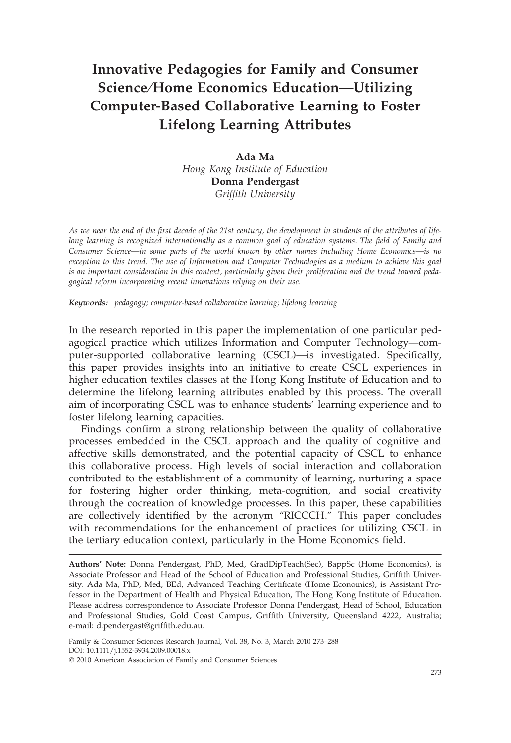# Innovative Pedagogies for Family and Consumer Science/Home Economics Education—Utilizing Computer-Based Collaborative Learning to Foster Lifelong Learning Attributes

**Ada Ma**
*Hong Kong Institute of Education*
**Donna Pendergast**
*Griffith University*

*As we near the end of the first decade of the 21st century, the development in students of the attributes of lifelong learning is recognized internationally as a common goal of education systems. The field of Family and Consumer Science—in some parts of the world known by other names including Home Economics—is no exception to this trend. The use of Information and Computer Technologies as a medium to achieve this goal is an important consideration in this context, particularly given their proliferation and the trend toward pedagogical reform incorporating recent innovations relying on their use.*

***Keywords:*** *pedagogy; computer-based collaborative learning; lifelong learning*

In the research reported in this paper the implementation of one particular pedagogical practice which utilizes Information and Computer Technology—computer-supported collaborative learning (CSCL)—is investigated. Specifically, this paper provides insights into an initiative to create CSCL experiences in higher education textiles classes at the Hong Kong Institute of Education and to determine the lifelong learning attributes enabled by this process. The overall aim of incorporating CSCL was to enhance students' learning experience and to foster lifelong learning capacities.

Findings confirm a strong relationship between the quality of collaborative processes embedded in the CSCL approach and the quality of cognitive and affective skills demonstrated, and the potential capacity of CSCL to enhance this collaborative process. High levels of social interaction and collaboration contributed to the establishment of a community of learning, nurturing a space for fostering higher order thinking, meta-cognition, and social creativity through the cocreation of knowledge processes. In this paper, these capabilities are collectively identified by the acronym "RICCCH." This paper concludes with recommendations for the enhancement of practices for utilizing CSCL in the tertiary education context, particularly in the Home Economics field.

---

**Authors' Note:** Donna Pendergast, PhD, Med, GradDipTeach(Sec), BappSc (Home Economics), is Associate Professor and Head of the School of Education and Professional Studies, Griffith University. Ada Ma, PhD, Med, BEd, Advanced Teaching Certificate (Home Economics), is Assistant Professor in the Department of Health and Physical Education, The Hong Kong Institute of Education. Please address correspondence to Associate Professor Donna Pendergast, Head of School, Education and Professional Studies, Gold Coast Campus, Griffith University, Queensland 4222, Australia; e-mail: d.pendergast@griffith.edu.au.

Family & Consumer Sciences Research Journal, Vol. 38, No. 3, March 2010 273–288
DOI: 10.1111/j.1552-3934.2009.00018.x
© 2010 American Association of Family and Consumer Sciences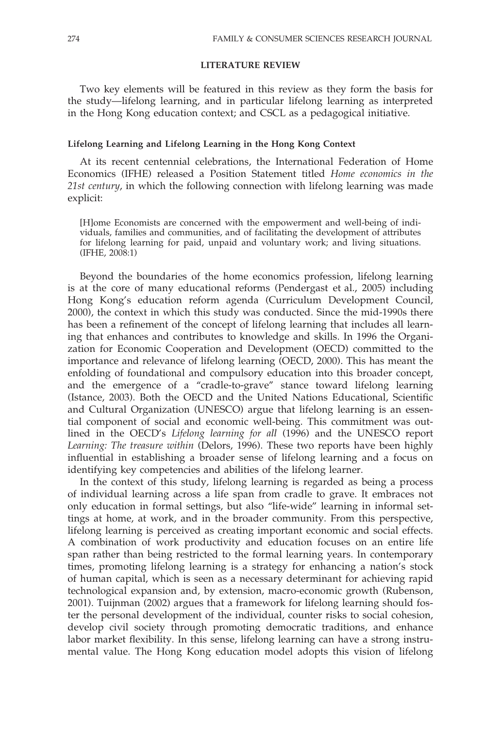## LITERATURE REVIEW

Two key elements will be featured in this review as they form the basis for the study—lifelong learning, and in particular lifelong learning as interpreted in the Hong Kong education context; and CSCL as a pedagogical initiative.

### Lifelong Learning and Lifelong Learning in the Hong Kong Context

At its recent centennial celebrations, the International Federation of Home Economics (IFHE) released a Position Statement titled *Home economics in the 21st century*, in which the following connection with lifelong learning was made explicit:

> [H]ome Economists are concerned with the empowerment and well-being of individuals, families and communities, and of facilitating the development of attributes for lifelong learning for paid, unpaid and voluntary work; and living situations. (IFHE, 2008:1)

Beyond the boundaries of the home economics profession, lifelong learning is at the core of many educational reforms (Pendergast et al., 2005) including Hong Kong's education reform agenda (Curriculum Development Council, 2000), the context in which this study was conducted. Since the mid-1990s there has been a refinement of the concept of lifelong learning that includes all learning that enhances and contributes to knowledge and skills. In 1996 the Organization for Economic Cooperation and Development (OECD) committed to the importance and relevance of lifelong learning (OECD, 2000). This has meant the enfolding of foundational and compulsory education into this broader concept, and the emergence of a "cradle-to-grave" stance toward lifelong learning (Istance, 2003). Both the OECD and the United Nations Educational, Scientific and Cultural Organization (UNESCO) argue that lifelong learning is an essential component of social and economic well-being. This commitment was outlined in the OECD's *Lifelong learning for all* (1996) and the UNESCO report *Learning: The treasure within* (Delors, 1996). These two reports have been highly influential in establishing a broader sense of lifelong learning and a focus on identifying key competencies and abilities of the lifelong learner.

In the context of this study, lifelong learning is regarded as being a process of individual learning across a life span from cradle to grave. It embraces not only education in formal settings, but also "life-wide" learning in informal settings at home, at work, and in the broader community. From this perspective, lifelong learning is perceived as creating important economic and social effects. A combination of work productivity and education focuses on an entire life span rather than being restricted to the formal learning years. In contemporary times, promoting lifelong learning is a strategy for enhancing a nation's stock of human capital, which is seen as a necessary determinant for achieving rapid technological expansion and, by extension, macro-economic growth (Rubenson, 2001). Tuijnman (2002) argues that a framework for lifelong learning should foster the personal development of the individual, counter risks to social cohesion, develop civil society through promoting democratic traditions, and enhance labor market flexibility. In this sense, lifelong learning can have a strong instrumental value. The Hong Kong education model adopts this vision of lifelong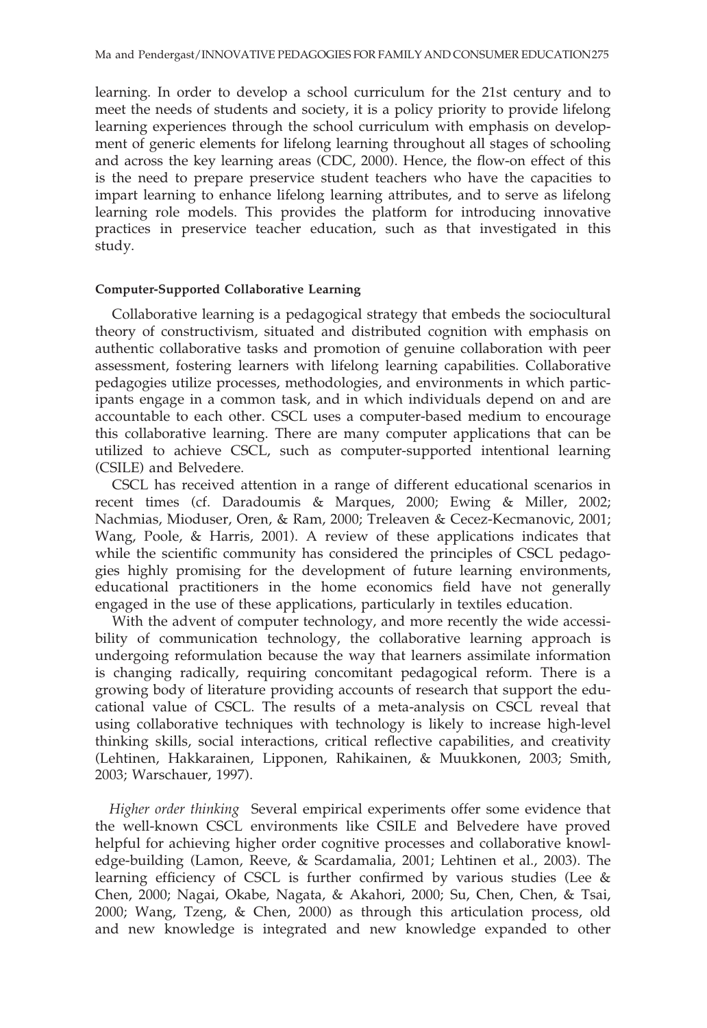learning. In order to develop a school curriculum for the 21st century and to meet the needs of students and society, it is a policy priority to provide lifelong learning experiences through the school curriculum with emphasis on development of generic elements for lifelong learning throughout all stages of schooling and across the key learning areas (CDC, 2000). Hence, the flow-on effect of this is the need to prepare preservice student teachers who have the capacities to impart learning to enhance lifelong learning attributes, and to serve as lifelong learning role models. This provides the platform for introducing innovative practices in preservice teacher education, such as that investigated in this study.

#### Computer-Supported Collaborative Learning

Collaborative learning is a pedagogical strategy that embeds the sociocultural theory of constructivism, situated and distributed cognition with emphasis on authentic collaborative tasks and promotion of genuine collaboration with peer assessment, fostering learners with lifelong learning capabilities. Collaborative pedagogies utilize processes, methodologies, and environments in which participants engage in a common task, and in which individuals depend on and are accountable to each other. CSCL uses a computer-based medium to encourage this collaborative learning. There are many computer applications that can be utilized to achieve CSCL, such as computer-supported intentional learning (CSILE) and Belvedere.

CSCL has received attention in a range of different educational scenarios in recent times (cf. Daradoumis & Marques, 2000; Ewing & Miller, 2002; Nachmias, Mioduser, Oren, & Ram, 2000; Treleaven & Cecez-Kecmanovic, 2001; Wang, Poole, & Harris, 2001). A review of these applications indicates that while the scientific community has considered the principles of CSCL pedagogies highly promising for the development of future learning environments, educational practitioners in the home economics field have not generally engaged in the use of these applications, particularly in textiles education.

With the advent of computer technology, and more recently the wide accessibility of communication technology, the collaborative learning approach is undergoing reformulation because the way that learners assimilate information is changing radically, requiring concomitant pedagogical reform. There is a growing body of literature providing accounts of research that support the educational value of CSCL. The results of a meta-analysis on CSCL reveal that using collaborative techniques with technology is likely to increase high-level thinking skills, social interactions, critical reflective capabilities, and creativity (Lehtinen, Hakkarainen, Lipponen, Rahikainen, & Muukkonen, 2003; Smith, 2003; Warschauer, 1997).

*Higher order thinking* Several empirical experiments offer some evidence that the well-known CSCL environments like CSILE and Belvedere have proved helpful for achieving higher order cognitive processes and collaborative knowledge-building (Lamon, Reeve, & Scardamalia, 2001; Lehtinen et al., 2003). The learning efficiency of CSCL is further confirmed by various studies (Lee & Chen, 2000; Nagai, Okabe, Nagata, & Akahori, 2000; Su, Chen, Chen, & Tsai, 2000; Wang, Tzeng, & Chen, 2000) as through this articulation process, old and new knowledge is integrated and new knowledge expanded to other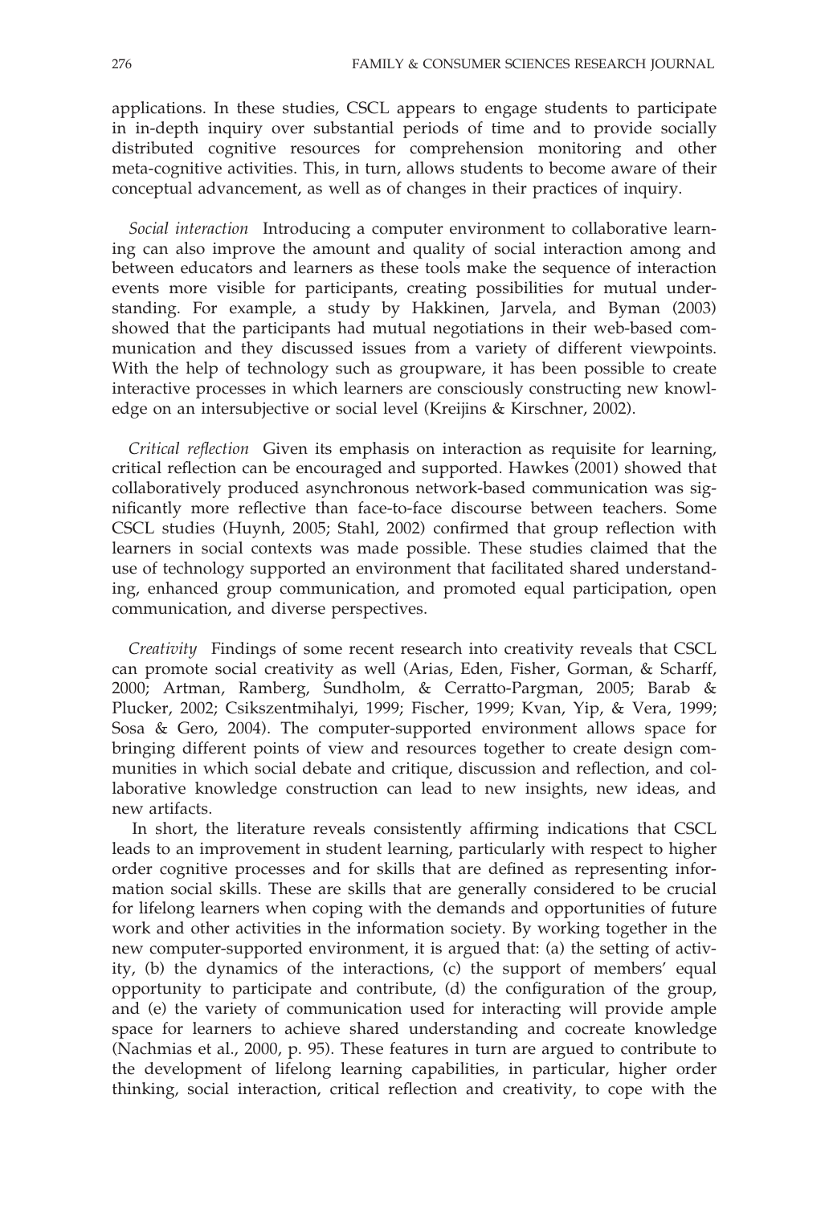applications. In these studies, CSCL appears to engage students to participate in in-depth inquiry over substantial periods of time and to provide socially distributed cognitive resources for comprehension monitoring and other meta-cognitive activities. This, in turn, allows students to become aware of their conceptual advancement, as well as of changes in their practices of inquiry.

*Social interaction* Introducing a computer environment to collaborative learning can also improve the amount and quality of social interaction among and between educators and learners as these tools make the sequence of interaction events more visible for participants, creating possibilities for mutual understanding. For example, a study by Hakkinen, Jarvela, and Byman (2003) showed that the participants had mutual negotiations in their web-based communication and they discussed issues from a variety of different viewpoints. With the help of technology such as groupware, it has been possible to create interactive processes in which learners are consciously constructing new knowledge on an intersubjective or social level (Kreijins & Kirschner, 2002).

*Critical reflection* Given its emphasis on interaction as requisite for learning, critical reflection can be encouraged and supported. Hawkes (2001) showed that collaboratively produced asynchronous network-based communication was significantly more reflective than face-to-face discourse between teachers. Some CSCL studies (Huynh, 2005; Stahl, 2002) confirmed that group reflection with learners in social contexts was made possible. These studies claimed that the use of technology supported an environment that facilitated shared understanding, enhanced group communication, and promoted equal participation, open communication, and diverse perspectives.

*Creativity* Findings of some recent research into creativity reveals that CSCL can promote social creativity as well (Arias, Eden, Fisher, Gorman, & Scharff, 2000; Artman, Ramberg, Sundholm, & Cerratto-Pargman, 2005; Barab & Plucker, 2002; Csikszentmihalyi, 1999; Fischer, 1999; Kvan, Yip, & Vera, 1999; Sosa & Gero, 2004). The computer-supported environment allows space for bringing different points of view and resources together to create design communities in which social debate and critique, discussion and reflection, and collaborative knowledge construction can lead to new insights, new ideas, and new artifacts.

In short, the literature reveals consistently affirming indications that CSCL leads to an improvement in student learning, particularly with respect to higher order cognitive processes and for skills that are defined as representing information social skills. These are skills that are generally considered to be crucial for lifelong learners when coping with the demands and opportunities of future work and other activities in the information society. By working together in the new computer-supported environment, it is argued that: (a) the setting of activity, (b) the dynamics of the interactions, (c) the support of members' equal opportunity to participate and contribute, (d) the configuration of the group, and (e) the variety of communication used for interacting will provide ample space for learners to achieve shared understanding and cocreate knowledge (Nachmias et al., 2000, p. 95). These features in turn are argued to contribute to the development of lifelong learning capabilities, in particular, higher order thinking, social interaction, critical reflection and creativity, to cope with the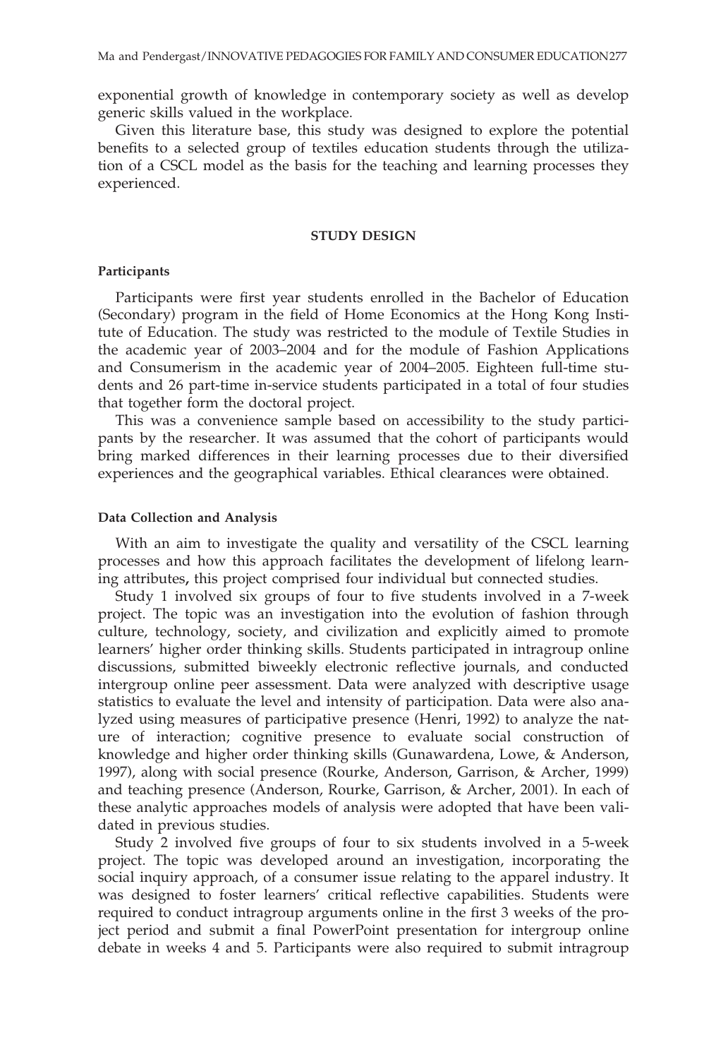exponential growth of knowledge in contemporary society as well as develop generic skills valued in the workplace.

Given this literature base, this study was designed to explore the potential benefits to a selected group of textiles education students through the utilization of a CSCL model as the basis for the teaching and learning processes they experienced.

## STUDY DESIGN

### Participants

Participants were first year students enrolled in the Bachelor of Education (Secondary) program in the field of Home Economics at the Hong Kong Institute of Education. The study was restricted to the module of Textile Studies in the academic year of 2003–2004 and for the module of Fashion Applications and Consumerism in the academic year of 2004–2005. Eighteen full-time students and 26 part-time in-service students participated in a total of four studies that together form the doctoral project.

This was a convenience sample based on accessibility to the study participants by the researcher. It was assumed that the cohort of participants would bring marked differences in their learning processes due to their diversified experiences and the geographical variables. Ethical clearances were obtained.

### Data Collection and Analysis

With an aim to investigate the quality and versatility of the CSCL learning processes and how this approach facilitates the development of lifelong learning attributes**,** this project comprised four individual but connected studies.

Study 1 involved six groups of four to five students involved in a 7-week project. The topic was an investigation into the evolution of fashion through culture, technology, society, and civilization and explicitly aimed to promote learners' higher order thinking skills. Students participated in intragroup online discussions, submitted biweekly electronic reflective journals, and conducted intergroup online peer assessment. Data were analyzed with descriptive usage statistics to evaluate the level and intensity of participation. Data were also analyzed using measures of participative presence (Henri, 1992) to analyze the nature of interaction; cognitive presence to evaluate social construction of knowledge and higher order thinking skills (Gunawardena, Lowe, & Anderson, 1997), along with social presence (Rourke, Anderson, Garrison, & Archer, 1999) and teaching presence (Anderson, Rourke, Garrison, & Archer, 2001). In each of these analytic approaches models of analysis were adopted that have been validated in previous studies.

Study 2 involved five groups of four to six students involved in a 5-week project. The topic was developed around an investigation, incorporating the social inquiry approach, of a consumer issue relating to the apparel industry. It was designed to foster learners' critical reflective capabilities. Students were required to conduct intragroup arguments online in the first 3 weeks of the project period and submit a final PowerPoint presentation for intergroup online debate in weeks 4 and 5. Participants were also required to submit intragroup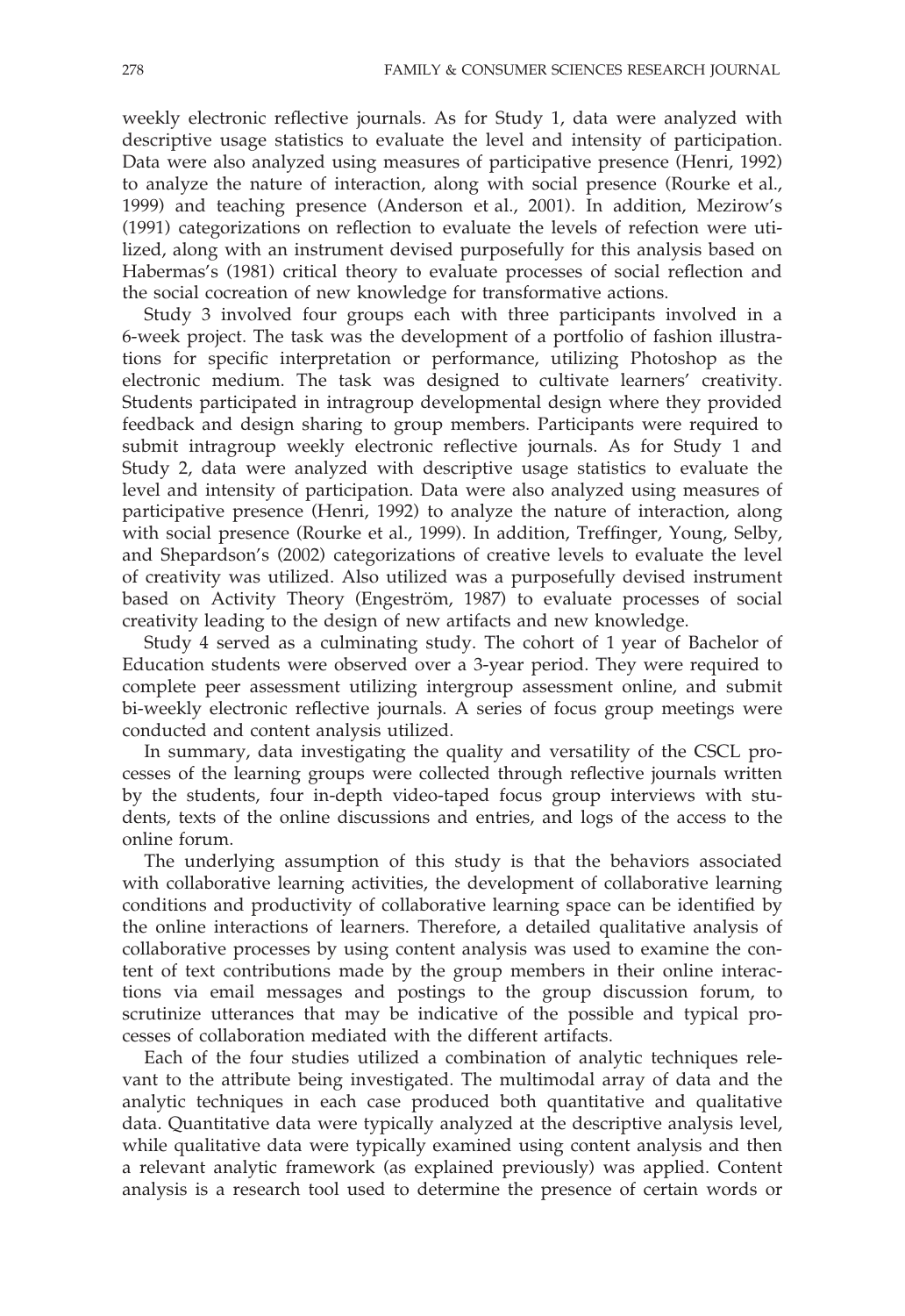weekly electronic reflective journals. As for Study 1, data were analyzed with descriptive usage statistics to evaluate the level and intensity of participation. Data were also analyzed using measures of participative presence (Henri, 1992) to analyze the nature of interaction, along with social presence (Rourke et al., 1999) and teaching presence (Anderson et al., 2001). In addition, Mezirow's (1991) categorizations on reflection to evaluate the levels of refection were utilized, along with an instrument devised purposefully for this analysis based on Habermas's (1981) critical theory to evaluate processes of social reflection and the social cocreation of new knowledge for transformative actions.

Study 3 involved four groups each with three participants involved in a 6-week project. The task was the development of a portfolio of fashion illustrations for specific interpretation or performance, utilizing Photoshop as the electronic medium. The task was designed to cultivate learners' creativity. Students participated in intragroup developmental design where they provided feedback and design sharing to group members. Participants were required to submit intragroup weekly electronic reflective journals. As for Study 1 and Study 2, data were analyzed with descriptive usage statistics to evaluate the level and intensity of participation. Data were also analyzed using measures of participative presence (Henri, 1992) to analyze the nature of interaction, along with social presence (Rourke et al., 1999). In addition, Treffinger, Young, Selby, and Shepardson's (2002) categorizations of creative levels to evaluate the level of creativity was utilized. Also utilized was a purposefully devised instrument based on Activity Theory (Engeström, 1987) to evaluate processes of social creativity leading to the design of new artifacts and new knowledge.

Study 4 served as a culminating study. The cohort of 1 year of Bachelor of Education students were observed over a 3-year period. They were required to complete peer assessment utilizing intergroup assessment online, and submit bi-weekly electronic reflective journals. A series of focus group meetings were conducted and content analysis utilized.

In summary, data investigating the quality and versatility of the CSCL processes of the learning groups were collected through reflective journals written by the students, four in-depth video-taped focus group interviews with students, texts of the online discussions and entries, and logs of the access to the online forum.

The underlying assumption of this study is that the behaviors associated with collaborative learning activities, the development of collaborative learning conditions and productivity of collaborative learning space can be identified by the online interactions of learners. Therefore, a detailed qualitative analysis of collaborative processes by using content analysis was used to examine the content of text contributions made by the group members in their online interactions via email messages and postings to the group discussion forum, to scrutinize utterances that may be indicative of the possible and typical processes of collaboration mediated with the different artifacts.

Each of the four studies utilized a combination of analytic techniques relevant to the attribute being investigated. The multimodal array of data and the analytic techniques in each case produced both quantitative and qualitative data. Quantitative data were typically analyzed at the descriptive analysis level, while qualitative data were typically examined using content analysis and then a relevant analytic framework (as explained previously) was applied. Content analysis is a research tool used to determine the presence of certain words or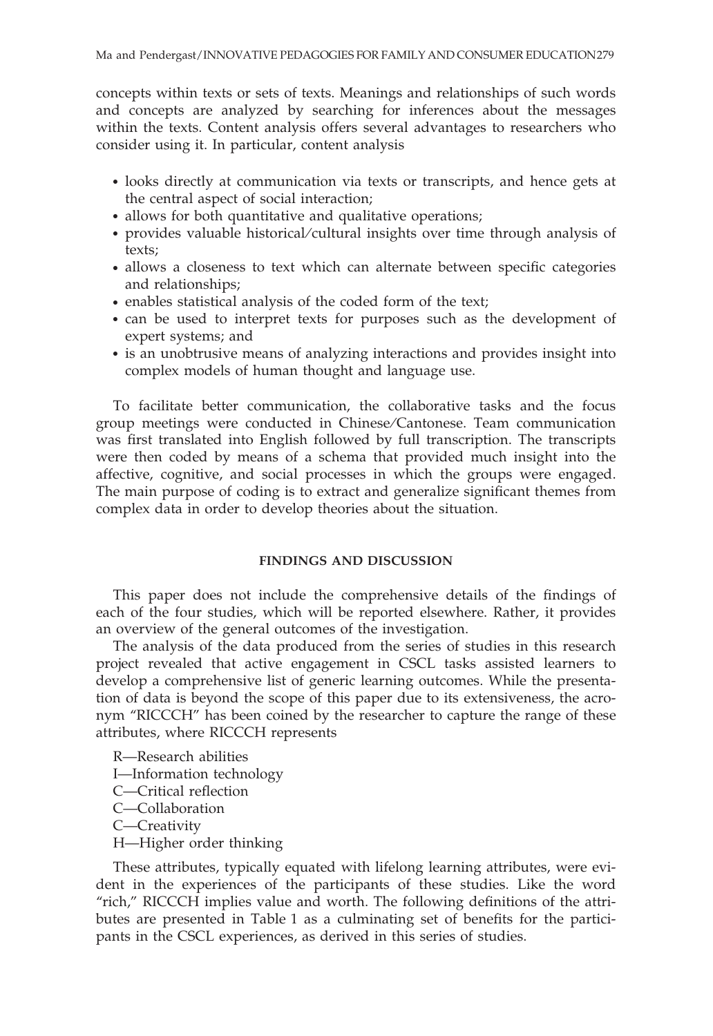concepts within texts or sets of texts. Meanings and relationships of such words and concepts are analyzed by searching for inferences about the messages within the texts. Content analysis offers several advantages to researchers who consider using it. In particular, content analysis

- looks directly at communication via texts or transcripts, and hence gets at the central aspect of social interaction;
- allows for both quantitative and qualitative operations;
- provides valuable historical/cultural insights over time through analysis of texts;
- allows a closeness to text which can alternate between specific categories and relationships;
- enables statistical analysis of the coded form of the text;
- can be used to interpret texts for purposes such as the development of expert systems; and
- is an unobtrusive means of analyzing interactions and provides insight into complex models of human thought and language use.

To facilitate better communication, the collaborative tasks and the focus group meetings were conducted in Chinese/Cantonese. Team communication was first translated into English followed by full transcription. The transcripts were then coded by means of a schema that provided much insight into the affective, cognitive, and social processes in which the groups were engaged. The main purpose of coding is to extract and generalize significant themes from complex data in order to develop theories about the situation.

## FINDINGS AND DISCUSSION

This paper does not include the comprehensive details of the findings of each of the four studies, which will be reported elsewhere. Rather, it provides an overview of the general outcomes of the investigation.

The analysis of the data produced from the series of studies in this research project revealed that active engagement in CSCL tasks assisted learners to develop a comprehensive list of generic learning outcomes. While the presentation of data is beyond the scope of this paper due to its extensiveness, the acronym "RICCCH" has been coined by the researcher to capture the range of these attributes, where RICCCH represents

R—Research abilities
I—Information technology
C—Critical reflection
C—Collaboration
C—Creativity
H—Higher order thinking

These attributes, typically equated with lifelong learning attributes, were evident in the experiences of the participants of these studies. Like the word "rich," RICCCH implies value and worth. The following definitions of the attributes are presented in Table 1 as a culminating set of benefits for the participants in the CSCL experiences, as derived in this series of studies.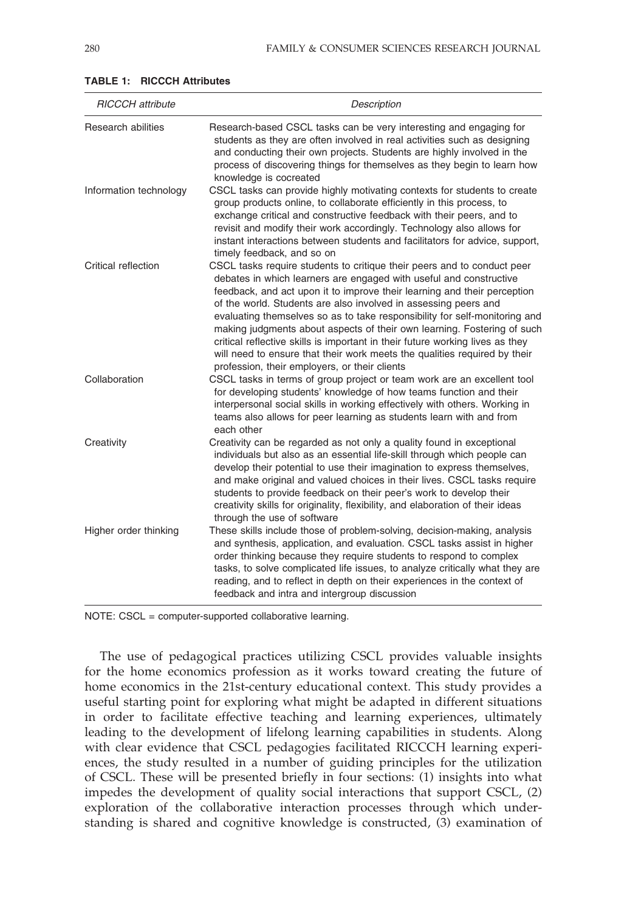**TABLE 1: RICCCH Attributes**

| *RICCCH attribute* | *Description* |
|---|---|
| Research abilities | Research-based CSCL tasks can be very interesting and engaging for students as they are often involved in real activities such as designing and conducting their own projects. Students are highly involved in the process of discovering things for themselves as they begin to learn how knowledge is cocreated |
| Information technology | CSCL tasks can provide highly motivating contexts for students to create group products online, to collaborate efficiently in this process, to exchange critical and constructive feedback with their peers, and to revisit and modify their work accordingly. Technology also allows for instant interactions between students and facilitators for advice, support, timely feedback, and so on |
| Critical reflection | CSCL tasks require students to critique their peers and to conduct peer debates in which learners are engaged with useful and constructive feedback, and act upon it to improve their learning and their perception of the world. Students are also involved in assessing peers and evaluating themselves so as to take responsibility for self-monitoring and making judgments about aspects of their own learning. Fostering of such critical reflective skills is important in their future working lives as they will need to ensure that their work meets the qualities required by their profession, their employers, or their clients |
| Collaboration | CSCL tasks in terms of group project or team work are an excellent tool for developing students' knowledge of how teams function and their interpersonal social skills in working effectively with others. Working in teams also allows for peer learning as students learn with and from each other |
| Creativity | Creativity can be regarded as not only a quality found in exceptional individuals but also as an essential life-skill through which people can develop their potential to use their imagination to express themselves, and make original and valued choices in their lives. CSCL tasks require students to provide feedback on their peer's work to develop their creativity skills for originality, flexibility, and elaboration of their ideas through the use of software |
| Higher order thinking | These skills include those of problem-solving, decision-making, analysis and synthesis, application, and evaluation. CSCL tasks assist in higher order thinking because they require students to respond to complex tasks, to solve complicated life issues, to analyze critically what they are reading, and to reflect in depth on their experiences in the context of feedback and intra and intergroup discussion |

NOTE: CSCL = computer-supported collaborative learning.

The use of pedagogical practices utilizing CSCL provides valuable insights for the home economics profession as it works toward creating the future of home economics in the 21st-century educational context. This study provides a useful starting point for exploring what might be adapted in different situations in order to facilitate effective teaching and learning experiences, ultimately leading to the development of lifelong learning capabilities in students. Along with clear evidence that CSCL pedagogies facilitated RICCCH learning experiences, the study resulted in a number of guiding principles for the utilization of CSCL. These will be presented briefly in four sections: (1) insights into what impedes the development of quality social interactions that support CSCL, (2) exploration of the collaborative interaction processes through which understanding is shared and cognitive knowledge is constructed, (3) examination of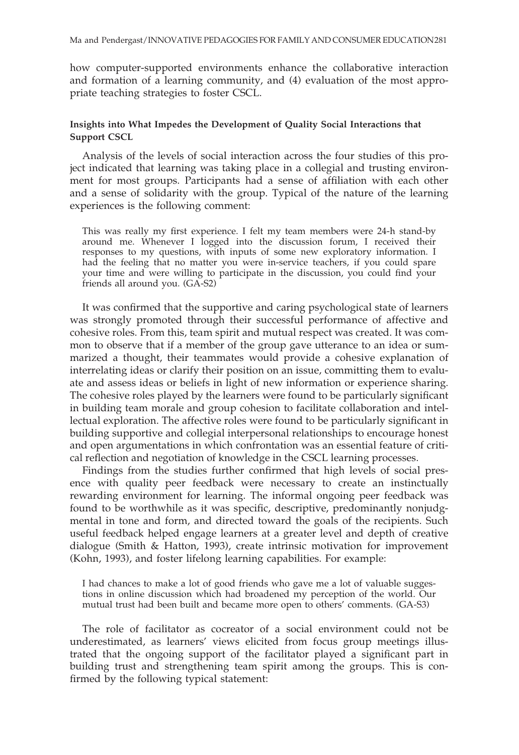how computer-supported environments enhance the collaborative interaction and formation of a learning community, and (4) evaluation of the most appropriate teaching strategies to foster CSCL.

### Insights into What Impedes the Development of Quality Social Interactions that Support CSCL

Analysis of the levels of social interaction across the four studies of this project indicated that learning was taking place in a collegial and trusting environment for most groups. Participants had a sense of affiliation with each other and a sense of solidarity with the group. Typical of the nature of the learning experiences is the following comment:

> This was really my first experience. I felt my team members were 24-h stand-by around me. Whenever I logged into the discussion forum, I received their responses to my questions, with inputs of some new exploratory information. I had the feeling that no matter you were in-service teachers, if you could spare your time and were willing to participate in the discussion, you could find your friends all around you. (GA-S2)

It was confirmed that the supportive and caring psychological state of learners was strongly promoted through their successful performance of affective and cohesive roles. From this, team spirit and mutual respect was created. It was common to observe that if a member of the group gave utterance to an idea or summarized a thought, their teammates would provide a cohesive explanation of interrelating ideas or clarify their position on an issue, committing them to evaluate and assess ideas or beliefs in light of new information or experience sharing. The cohesive roles played by the learners were found to be particularly significant in building team morale and group cohesion to facilitate collaboration and intellectual exploration. The affective roles were found to be particularly significant in building supportive and collegial interpersonal relationships to encourage honest and open argumentations in which confrontation was an essential feature of critical reflection and negotiation of knowledge in the CSCL learning processes.

Findings from the studies further confirmed that high levels of social presence with quality peer feedback were necessary to create an instinctually rewarding environment for learning. The informal ongoing peer feedback was found to be worthwhile as it was specific, descriptive, predominantly nonjudgmental in tone and form, and directed toward the goals of the recipients. Such useful feedback helped engage learners at a greater level and depth of creative dialogue (Smith & Hatton, 1993), create intrinsic motivation for improvement (Kohn, 1993), and foster lifelong learning capabilities. For example:

> I had chances to make a lot of good friends who gave me a lot of valuable suggestions in online discussion which had broadened my perception of the world. Our mutual trust had been built and became more open to others' comments. (GA-S3)

The role of facilitator as cocreator of a social environment could not be underestimated, as learners' views elicited from focus group meetings illustrated that the ongoing support of the facilitator played a significant part in building trust and strengthening team spirit among the groups. This is confirmed by the following typical statement: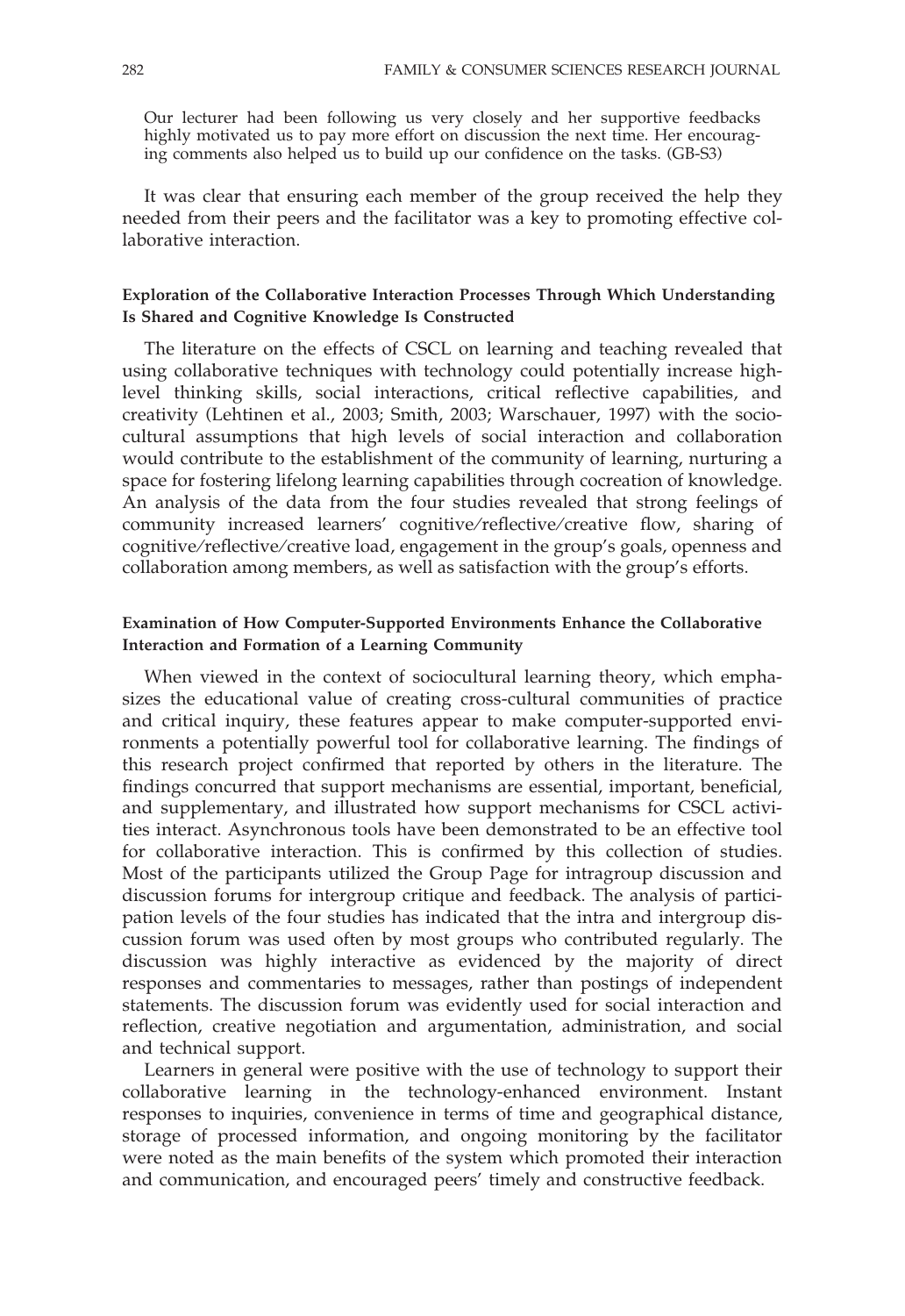> Our lecturer had been following us very closely and her supportive feedbacks highly motivated us to pay more effort on discussion the next time. Her encouraging comments also helped us to build up our confidence on the tasks. (GB-S3)

It was clear that ensuring each member of the group received the help they needed from their peers and the facilitator was a key to promoting effective collaborative interaction.

#### Exploration of the Collaborative Interaction Processes Through Which Understanding Is Shared and Cognitive Knowledge Is Constructed

The literature on the effects of CSCL on learning and teaching revealed that using collaborative techniques with technology could potentially increase high-level thinking skills, social interactions, critical reflective capabilities, and creativity (Lehtinen et al., 2003; Smith, 2003; Warschauer, 1997) with the sociocultural assumptions that high levels of social interaction and collaboration would contribute to the establishment of the community of learning, nurturing a space for fostering lifelong learning capabilities through cocreation of knowledge. An analysis of the data from the four studies revealed that strong feelings of community increased learners' cognitive/reflective/creative flow, sharing of cognitive/reflective/creative load, engagement in the group's goals, openness and collaboration among members, as well as satisfaction with the group's efforts.

#### Examination of How Computer-Supported Environments Enhance the Collaborative Interaction and Formation of a Learning Community

When viewed in the context of sociocultural learning theory, which emphasizes the educational value of creating cross-cultural communities of practice and critical inquiry, these features appear to make computer-supported environments a potentially powerful tool for collaborative learning. The findings of this research project confirmed that reported by others in the literature. The findings concurred that support mechanisms are essential, important, beneficial, and supplementary, and illustrated how support mechanisms for CSCL activities interact. Asynchronous tools have been demonstrated to be an effective tool for collaborative interaction. This is confirmed by this collection of studies. Most of the participants utilized the Group Page for intragroup discussion and discussion forums for intergroup critique and feedback. The analysis of participation levels of the four studies has indicated that the intra and intergroup discussion forum was used often by most groups who contributed regularly. The discussion was highly interactive as evidenced by the majority of direct responses and commentaries to messages, rather than postings of independent statements. The discussion forum was evidently used for social interaction and reflection, creative negotiation and argumentation, administration, and social and technical support.

Learners in general were positive with the use of technology to support their collaborative learning in the technology-enhanced environment. Instant responses to inquiries, convenience in terms of time and geographical distance, storage of processed information, and ongoing monitoring by the facilitator were noted as the main benefits of the system which promoted their interaction and communication, and encouraged peers' timely and constructive feedback.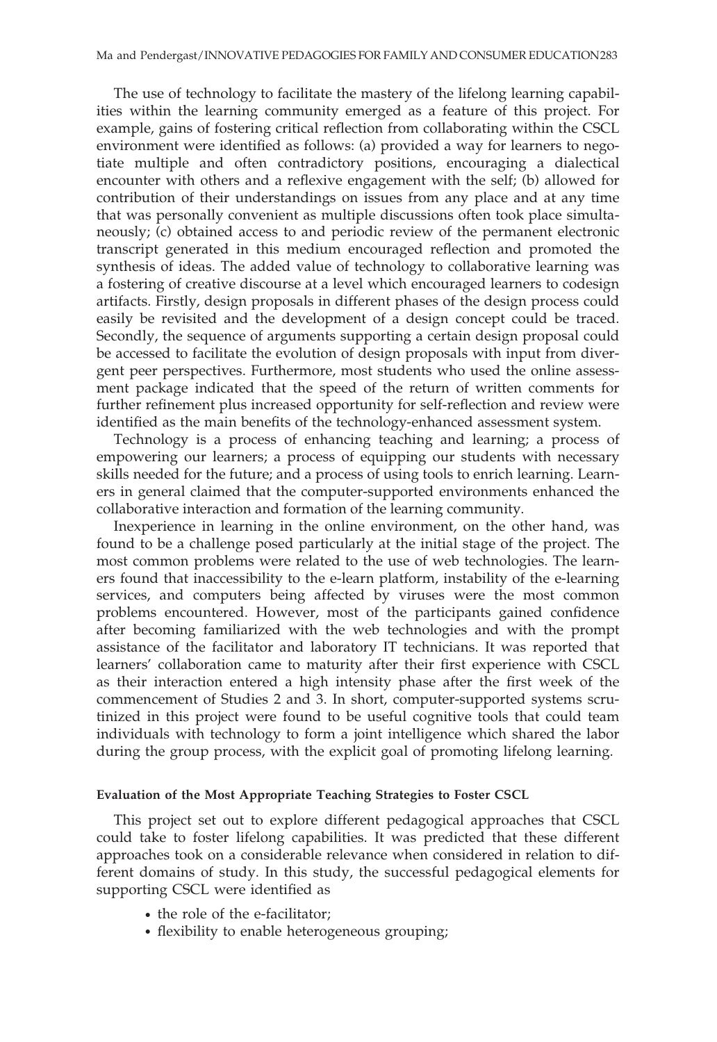The use of technology to facilitate the mastery of the lifelong learning capabilities within the learning community emerged as a feature of this project. For example, gains of fostering critical reflection from collaborating within the CSCL environment were identified as follows: (a) provided a way for learners to negotiate multiple and often contradictory positions, encouraging a dialectical encounter with others and a reflexive engagement with the self; (b) allowed for contribution of their understandings on issues from any place and at any time that was personally convenient as multiple discussions often took place simultaneously; (c) obtained access to and periodic review of the permanent electronic transcript generated in this medium encouraged reflection and promoted the synthesis of ideas. The added value of technology to collaborative learning was a fostering of creative discourse at a level which encouraged learners to codesign artifacts. Firstly, design proposals in different phases of the design process could easily be revisited and the development of a design concept could be traced. Secondly, the sequence of arguments supporting a certain design proposal could be accessed to facilitate the evolution of design proposals with input from divergent peer perspectives. Furthermore, most students who used the online assessment package indicated that the speed of the return of written comments for further refinement plus increased opportunity for self-reflection and review were identified as the main benefits of the technology-enhanced assessment system.

Technology is a process of enhancing teaching and learning; a process of empowering our learners; a process of equipping our students with necessary skills needed for the future; and a process of using tools to enrich learning. Learners in general claimed that the computer-supported environments enhanced the collaborative interaction and formation of the learning community.

Inexperience in learning in the online environment, on the other hand, was found to be a challenge posed particularly at the initial stage of the project. The most common problems were related to the use of web technologies. The learners found that inaccessibility to the e-learn platform, instability of the e-learning services, and computers being affected by viruses were the most common problems encountered. However, most of the participants gained confidence after becoming familiarized with the web technologies and with the prompt assistance of the facilitator and laboratory IT technicians. It was reported that learners' collaboration came to maturity after their first experience with CSCL as their interaction entered a high intensity phase after the first week of the commencement of Studies 2 and 3. In short, computer-supported systems scrutinized in this project were found to be useful cognitive tools that could team individuals with technology to form a joint intelligence which shared the labor during the group process, with the explicit goal of promoting lifelong learning.

#### Evaluation of the Most Appropriate Teaching Strategies to Foster CSCL

This project set out to explore different pedagogical approaches that CSCL could take to foster lifelong capabilities. It was predicted that these different approaches took on a considerable relevance when considered in relation to different domains of study. In this study, the successful pedagogical elements for supporting CSCL were identified as

- the role of the e-facilitator;
- flexibility to enable heterogeneous grouping;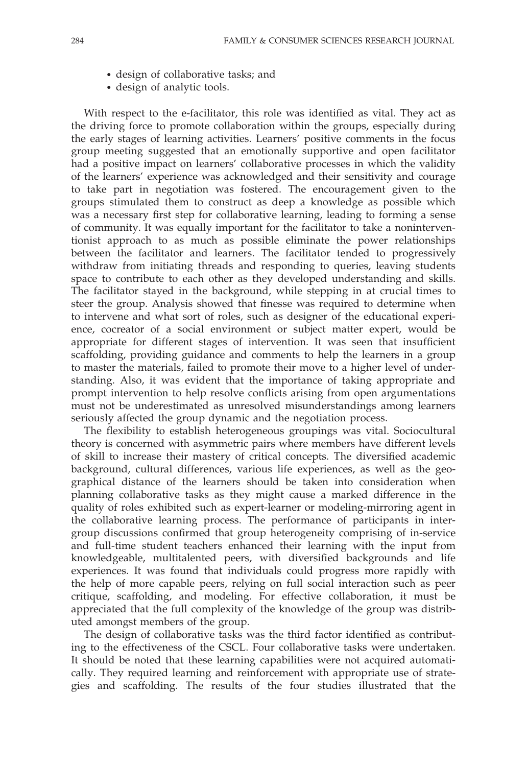- design of collaborative tasks; and
- design of analytic tools.

With respect to the e-facilitator, this role was identified as vital. They act as the driving force to promote collaboration within the groups, especially during the early stages of learning activities. Learners' positive comments in the focus group meeting suggested that an emotionally supportive and open facilitator had a positive impact on learners' collaborative processes in which the validity of the learners' experience was acknowledged and their sensitivity and courage to take part in negotiation was fostered. The encouragement given to the groups stimulated them to construct as deep a knowledge as possible which was a necessary first step for collaborative learning, leading to forming a sense of community. It was equally important for the facilitator to take a noninterventionist approach to as much as possible eliminate the power relationships between the facilitator and learners. The facilitator tended to progressively withdraw from initiating threads and responding to queries, leaving students space to contribute to each other as they developed understanding and skills. The facilitator stayed in the background, while stepping in at crucial times to steer the group. Analysis showed that finesse was required to determine when to intervene and what sort of roles, such as designer of the educational experience, cocreator of a social environment or subject matter expert, would be appropriate for different stages of intervention. It was seen that insufficient scaffolding, providing guidance and comments to help the learners in a group to master the materials, failed to promote their move to a higher level of understanding. Also, it was evident that the importance of taking appropriate and prompt intervention to help resolve conflicts arising from open argumentations must not be underestimated as unresolved misunderstandings among learners seriously affected the group dynamic and the negotiation process.

The flexibility to establish heterogeneous groupings was vital. Sociocultural theory is concerned with asymmetric pairs where members have different levels of skill to increase their mastery of critical concepts. The diversified academic background, cultural differences, various life experiences, as well as the geographical distance of the learners should be taken into consideration when planning collaborative tasks as they might cause a marked difference in the quality of roles exhibited such as expert-learner or modeling-mirroring agent in the collaborative learning process. The performance of participants in intergroup discussions confirmed that group heterogeneity comprising of in-service and full-time student teachers enhanced their learning with the input from knowledgeable, multitalented peers, with diversified backgrounds and life experiences. It was found that individuals could progress more rapidly with the help of more capable peers, relying on full social interaction such as peer critique, scaffolding, and modeling. For effective collaboration, it must be appreciated that the full complexity of the knowledge of the group was distributed amongst members of the group.

The design of collaborative tasks was the third factor identified as contributing to the effectiveness of the CSCL. Four collaborative tasks were undertaken. It should be noted that these learning capabilities were not acquired automatically. They required learning and reinforcement with appropriate use of strategies and scaffolding. The results of the four studies illustrated that the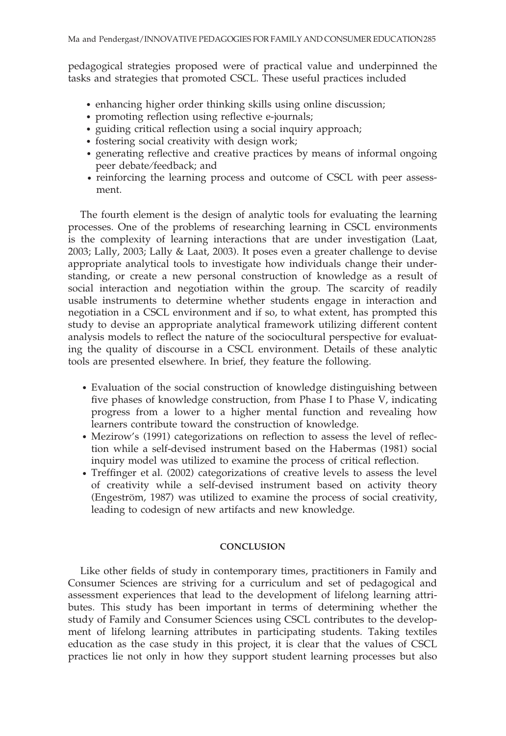pedagogical strategies proposed were of practical value and underpinned the tasks and strategies that promoted CSCL. These useful practices included

- enhancing higher order thinking skills using online discussion;
- promoting reflection using reflective e-journals;
- guiding critical reflection using a social inquiry approach;
- fostering social creativity with design work;
- generating reflective and creative practices by means of informal ongoing peer debate/feedback; and
- reinforcing the learning process and outcome of CSCL with peer assessment.

The fourth element is the design of analytic tools for evaluating the learning processes. One of the problems of researching learning in CSCL environments is the complexity of learning interactions that are under investigation (Laat, 2003; Lally, 2003; Lally & Laat, 2003). It poses even a greater challenge to devise appropriate analytical tools to investigate how individuals change their understanding, or create a new personal construction of knowledge as a result of social interaction and negotiation within the group. The scarcity of readily usable instruments to determine whether students engage in interaction and negotiation in a CSCL environment and if so, to what extent, has prompted this study to devise an appropriate analytical framework utilizing different content analysis models to reflect the nature of the sociocultural perspective for evaluating the quality of discourse in a CSCL environment. Details of these analytic tools are presented elsewhere. In brief, they feature the following.

- Evaluation of the social construction of knowledge distinguishing between five phases of knowledge construction, from Phase I to Phase V, indicating progress from a lower to a higher mental function and revealing how learners contribute toward the construction of knowledge.
- Mezirow's (1991) categorizations on reflection to assess the level of reflection while a self-devised instrument based on the Habermas (1981) social inquiry model was utilized to examine the process of critical reflection.
- Treffinger et al. (2002) categorizations of creative levels to assess the level of creativity while a self-devised instrument based on activity theory (Engeström, 1987) was utilized to examine the process of social creativity, leading to codesign of new artifacts and new knowledge.

## CONCLUSION

Like other fields of study in contemporary times, practitioners in Family and Consumer Sciences are striving for a curriculum and set of pedagogical and assessment experiences that lead to the development of lifelong learning attributes. This study has been important in terms of determining whether the study of Family and Consumer Sciences using CSCL contributes to the development of lifelong learning attributes in participating students. Taking textiles education as the case study in this project, it is clear that the values of CSCL practices lie not only in how they support student learning processes but also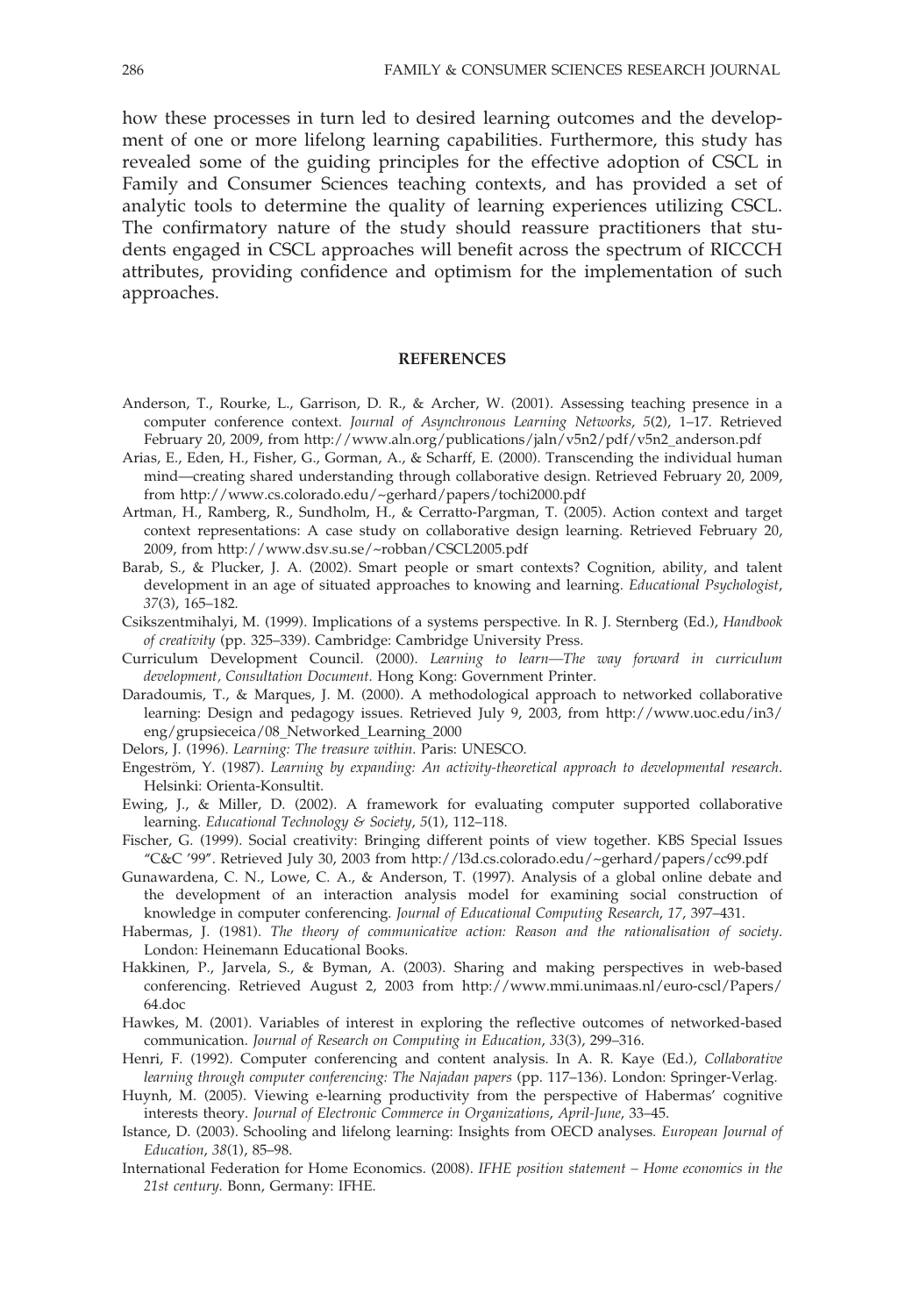how these processes in turn led to desired learning outcomes and the development of one or more lifelong learning capabilities. Furthermore, this study has revealed some of the guiding principles for the effective adoption of CSCL in Family and Consumer Sciences teaching contexts, and has provided a set of analytic tools to determine the quality of learning experiences utilizing CSCL. The confirmatory nature of the study should reassure practitioners that students engaged in CSCL approaches will benefit across the spectrum of RICCCH attributes, providing confidence and optimism for the implementation of such approaches.

## REFERENCES

Anderson, T., Rourke, L., Garrison, D. R., & Archer, W. (2001). Assessing teaching presence in a computer conference context. *Journal of Asynchronous Learning Networks*, *5*(2), 1–17. Retrieved February 20, 2009, from http://www.aln.org/publications/jaln/v5n2/pdf/v5n2_anderson.pdf

Arias, E., Eden, H., Fisher, G., Gorman, A., & Scharff, E. (2000). Transcending the individual human mind—creating shared understanding through collaborative design. Retrieved February 20, 2009, from http://www.cs.colorado.edu/~gerhard/papers/tochi2000.pdf

Artman, H., Ramberg, R., Sundholm, H., & Cerratto-Pargman, T. (2005). Action context and target context representations: A case study on collaborative design learning. Retrieved February 20, 2009, from http://www.dsv.su.se/~robban/CSCL2005.pdf

Barab, S., & Plucker, J. A. (2002). Smart people or smart contexts? Cognition, ability, and talent development in an age of situated approaches to knowing and learning. *Educational Psychologist*, *37*(3), 165–182.

Csikszentmihalyi, M. (1999). Implications of a systems perspective. In R. J. Sternberg (Ed.), *Handbook of creativity* (pp. 325–339). Cambridge: Cambridge University Press.

Curriculum Development Council. (2000). *Learning to learn—The way forward in curriculum development, Consultation Document*. Hong Kong: Government Printer.

Daradoumis, T., & Marques, J. M. (2000). A methodological approach to networked collaborative learning: Design and pedagogy issues. Retrieved July 9, 2003, from http://www.uoc.edu/in3/eng/grupsieceica/08_Networked_Learning_2000

Delors, J. (1996). *Learning: The treasure within*. Paris: UNESCO.

Engeström, Y. (1987). *Learning by expanding: An activity-theoretical approach to developmental research*. Helsinki: Orienta-Konsultit.

Ewing, J., & Miller, D. (2002). A framework for evaluating computer supported collaborative learning. *Educational Technology & Society*, *5*(1), 112–118.

Fischer, G. (1999). Social creativity: Bringing different points of view together. KBS Special Issues "C&C '99". Retrieved July 30, 2003 from http://l3d.cs.colorado.edu/~gerhard/papers/cc99.pdf

Gunawardena, C. N., Lowe, C. A., & Anderson, T. (1997). Analysis of a global online debate and the development of an interaction analysis model for examining social construction of knowledge in computer conferencing. *Journal of Educational Computing Research*, *17*, 397–431.

Habermas, J. (1981). *The theory of communicative action: Reason and the rationalisation of society*. London: Heinemann Educational Books.

Hakkinen, P., Jarvela, S., & Byman, A. (2003). Sharing and making perspectives in web-based conferencing. Retrieved August 2, 2003 from http://www.mmi.unimaas.nl/euro-cscl/Papers/64.doc

Hawkes, M. (2001). Variables of interest in exploring the reflective outcomes of networked-based communication. *Journal of Research on Computing in Education*, *33*(3), 299–316.

Henri, F. (1992). Computer conferencing and content analysis. In A. R. Kaye (Ed.), *Collaborative learning through computer conferencing: The Najadan papers* (pp. 117–136). London: Springer-Verlag.

Huynh, M. (2005). Viewing e-learning productivity from the perspective of Habermas' cognitive interests theory. *Journal of Electronic Commerce in Organizations*, *April-June*, 33–45.

Istance, D. (2003). Schooling and lifelong learning: Insights from OECD analyses. *European Journal of Education*, *38*(1), 85–98.

International Federation for Home Economics. (2008). *IFHE position statement – Home economics in the 21st century*. Bonn, Germany: IFHE.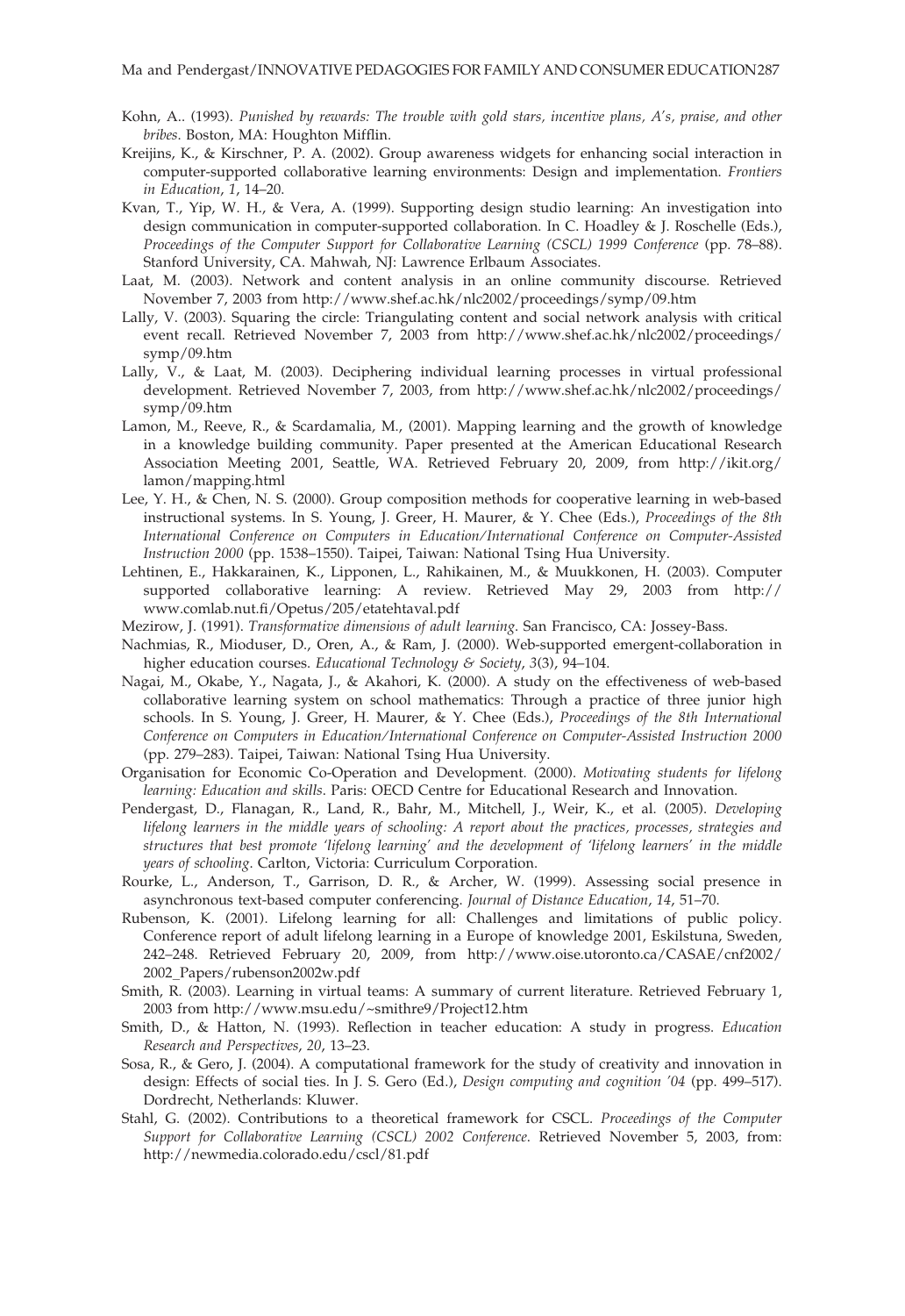Kohn, A.. (1993). *Punished by rewards: The trouble with gold stars, incentive plans, A's, praise, and other bribes*. Boston, MA: Houghton Mifflin.

Kreijins, K., & Kirschner, P. A. (2002). Group awareness widgets for enhancing social interaction in computer-supported collaborative learning environments: Design and implementation. *Frontiers in Education*, *1*, 14–20.

Kvan, T., Yip, W. H., & Vera, A. (1999). Supporting design studio learning: An investigation into design communication in computer-supported collaboration. In C. Hoadley & J. Roschelle (Eds.), *Proceedings of the Computer Support for Collaborative Learning (CSCL) 1999 Conference* (pp. 78–88). Stanford University, CA. Mahwah, NJ: Lawrence Erlbaum Associates.

Laat, M. (2003). Network and content analysis in an online community discourse. Retrieved November 7, 2003 from http://www.shef.ac.hk/nlc2002/proceedings/symp/09.htm

Lally, V. (2003). Squaring the circle: Triangulating content and social network analysis with critical event recall. Retrieved November 7, 2003 from http://www.shef.ac.hk/nlc2002/proceedings/symp/09.htm

Lally, V., & Laat, M. (2003). Deciphering individual learning processes in virtual professional development. Retrieved November 7, 2003, from http://www.shef.ac.hk/nlc2002/proceedings/symp/09.htm

Lamon, M., Reeve, R., & Scardamalia, M., (2001). Mapping learning and the growth of knowledge in a knowledge building community. Paper presented at the American Educational Research Association Meeting 2001, Seattle, WA. Retrieved February 20, 2009, from http://ikit.org/lamon/mapping.html

Lee, Y. H., & Chen, N. S. (2000). Group composition methods for cooperative learning in web-based instructional systems. In S. Young, J. Greer, H. Maurer, & Y. Chee (Eds.), *Proceedings of the 8th International Conference on Computers in Education/International Conference on Computer-Assisted Instruction 2000* (pp. 1538–1550). Taipei, Taiwan: National Tsing Hua University.

Lehtinen, E., Hakkarainen, K., Lipponen, L., Rahikainen, M., & Muukkonen, H. (2003). Computer supported collaborative learning: A review. Retrieved May 29, 2003 from http://www.comlab.nut.fi/Opetus/205/etatehtaval.pdf

Mezirow, J. (1991). *Transformative dimensions of adult learning*. San Francisco, CA: Jossey-Bass.

Nachmias, R., Mioduser, D., Oren, A., & Ram, J. (2000). Web-supported emergent-collaboration in higher education courses. *Educational Technology & Society*, *3*(3), 94–104.

Nagai, M., Okabe, Y., Nagata, J., & Akahori, K. (2000). A study on the effectiveness of web-based collaborative learning system on school mathematics: Through a practice of three junior high schools. In S. Young, J. Greer, H. Maurer, & Y. Chee (Eds.), *Proceedings of the 8th International Conference on Computers in Education/International Conference on Computer-Assisted Instruction 2000* (pp. 279–283). Taipei, Taiwan: National Tsing Hua University.

Organisation for Economic Co-Operation and Development. (2000). *Motivating students for lifelong learning: Education and skills*. Paris: OECD Centre for Educational Research and Innovation.

Pendergast, D., Flanagan, R., Land, R., Bahr, M., Mitchell, J., Weir, K., et al. (2005). *Developing lifelong learners in the middle years of schooling: A report about the practices, processes, strategies and structures that best promote 'lifelong learning' and the development of 'lifelong learners' in the middle years of schooling*. Carlton, Victoria: Curriculum Corporation.

Rourke, L., Anderson, T., Garrison, D. R., & Archer, W. (1999). Assessing social presence in asynchronous text-based computer conferencing. *Journal of Distance Education*, *14*, 51–70.

Rubenson, K. (2001). Lifelong learning for all: Challenges and limitations of public policy. Conference report of adult lifelong learning in a Europe of knowledge 2001, Eskilstuna, Sweden, 242–248. Retrieved February 20, 2009, from http://www.oise.utoronto.ca/CASAE/cnf2002/2002_Papers/rubenson2002w.pdf

Smith, R. (2003). Learning in virtual teams: A summary of current literature. Retrieved February 1, 2003 from http://www.msu.edu/~smithre9/Project12.htm

Smith, D., & Hatton, N. (1993). Reflection in teacher education: A study in progress. *Education Research and Perspectives*, *20*, 13–23.

Sosa, R., & Gero, J. (2004). A computational framework for the study of creativity and innovation in design: Effects of social ties. In J. S. Gero (Ed.), *Design computing and cognition '04* (pp. 499–517). Dordrecht, Netherlands: Kluwer.

Stahl, G. (2002). Contributions to a theoretical framework for CSCL. *Proceedings of the Computer Support for Collaborative Learning (CSCL) 2002 Conference*. Retrieved November 5, 2003, from: http://newmedia.colorado.edu/cscl/81.pdf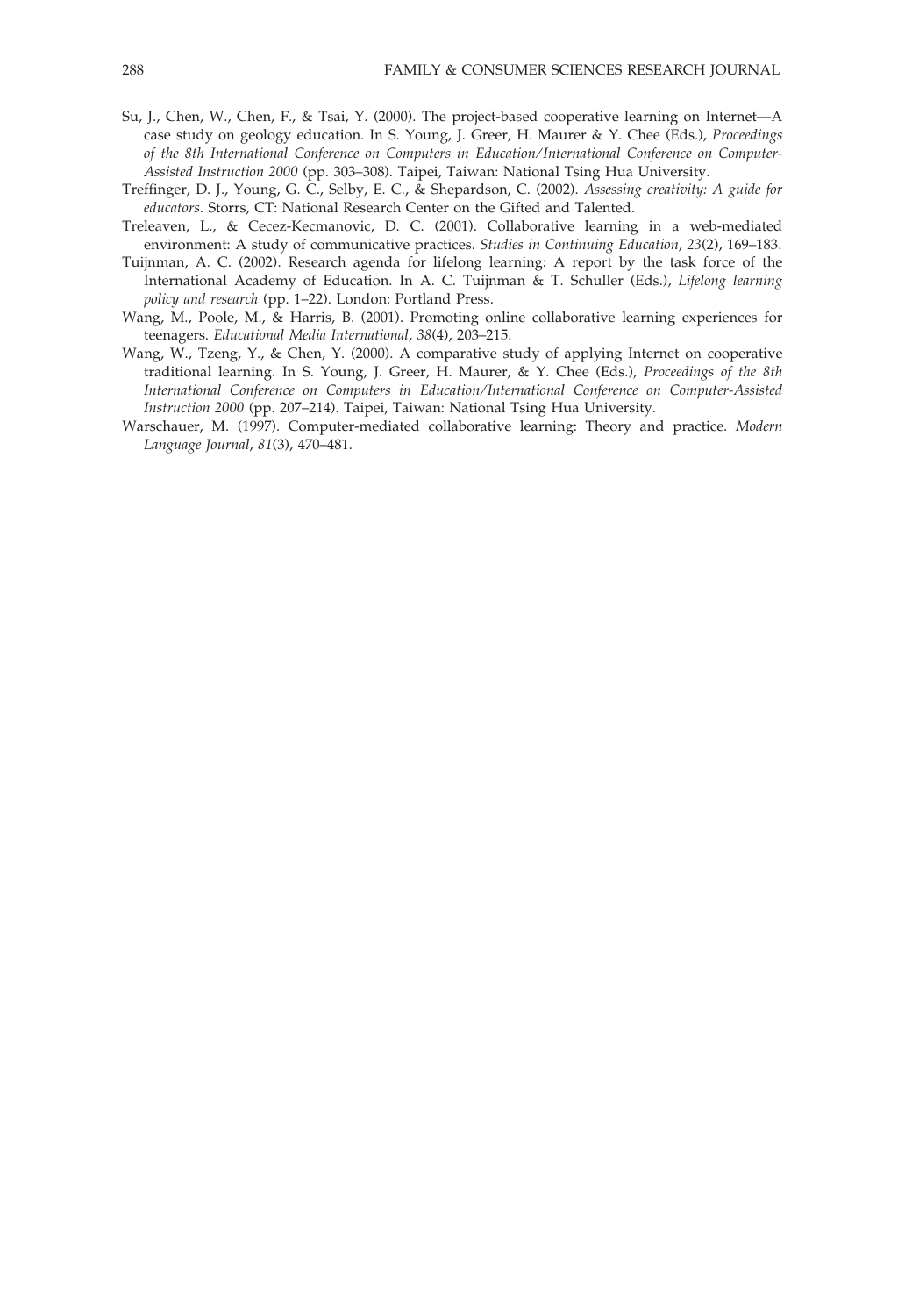Su, J., Chen, W., Chen, F., & Tsai, Y. (2000). The project-based cooperative learning on Internet—A case study on geology education. In S. Young, J. Greer, H. Maurer & Y. Chee (Eds.), *Proceedings of the 8th International Conference on Computers in Education/International Conference on Computer-Assisted Instruction 2000* (pp. 303–308). Taipei, Taiwan: National Tsing Hua University.

Treffinger, D. J., Young, G. C., Selby, E. C., & Shepardson, C. (2002). *Assessing creativity: A guide for educators.* Storrs, CT: National Research Center on the Gifted and Talented.

Treleaven, L., & Cecez-Kecmanovic, D. C. (2001). Collaborative learning in a web-mediated environment: A study of communicative practices. *Studies in Continuing Education*, *23*(2), 169–183.

Tuijnman, A. C. (2002). Research agenda for lifelong learning: A report by the task force of the International Academy of Education. In A. C. Tuijnman & T. Schuller (Eds.), *Lifelong learning policy and research* (pp. 1–22). London: Portland Press.

Wang, M., Poole, M., & Harris, B. (2001). Promoting online collaborative learning experiences for teenagers. *Educational Media International*, *38*(4), 203–215.

Wang, W., Tzeng, Y., & Chen, Y. (2000). A comparative study of applying Internet on cooperative traditional learning. In S. Young, J. Greer, H. Maurer, & Y. Chee (Eds.), *Proceedings of the 8th International Conference on Computers in Education/International Conference on Computer-Assisted Instruction 2000* (pp. 207–214). Taipei, Taiwan: National Tsing Hua University.

Warschauer, M. (1997). Computer-mediated collaborative learning: Theory and practice. *Modern Language Journal*, *81*(3), 470–481.